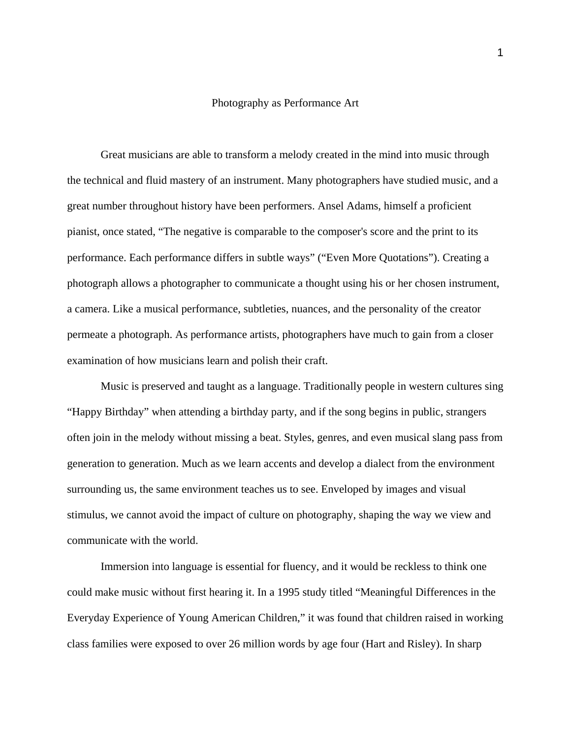# Photography as Performance Art

Great musicians are able to transform a melody created in the mind into music through the technical and fluid mastery of an instrument. Many photographers have studied music, and a great number throughout history have been performers. Ansel Adams, himself a proficient pianist, once stated, "The negative is comparable to the composer's score and the print to its performance. Each performance differs in subtle ways" ("Even More Quotations"). Creating a photograph allows a photographer to communicate a thought using his or her chosen instrument, a camera. Like a musical performance, subtleties, nuances, and the personality of the creator permeate a photograph. As performance artists, photographers have much to gain from a closer examination of how musicians learn and polish their craft.

Music is preserved and taught as a language. Traditionally people in western cultures sing "Happy Birthday" when attending a birthday party, and if the song begins in public, strangers often join in the melody without missing a beat. Styles, genres, and even musical slang pass from generation to generation. Much as we learn accents and develop a dialect from the environment surrounding us, the same environment teaches us to see. Enveloped by images and visual stimulus, we cannot avoid the impact of culture on photography, shaping the way we view and communicate with the world.

Immersion into language is essential for fluency, and it would be reckless to think one could make music without first hearing it. In a 1995 study titled "Meaningful Differences in the Everyday Experience of Young American Children," it was found that children raised in working class families were exposed to over 26 million words by age four (Hart and Risley). In sharp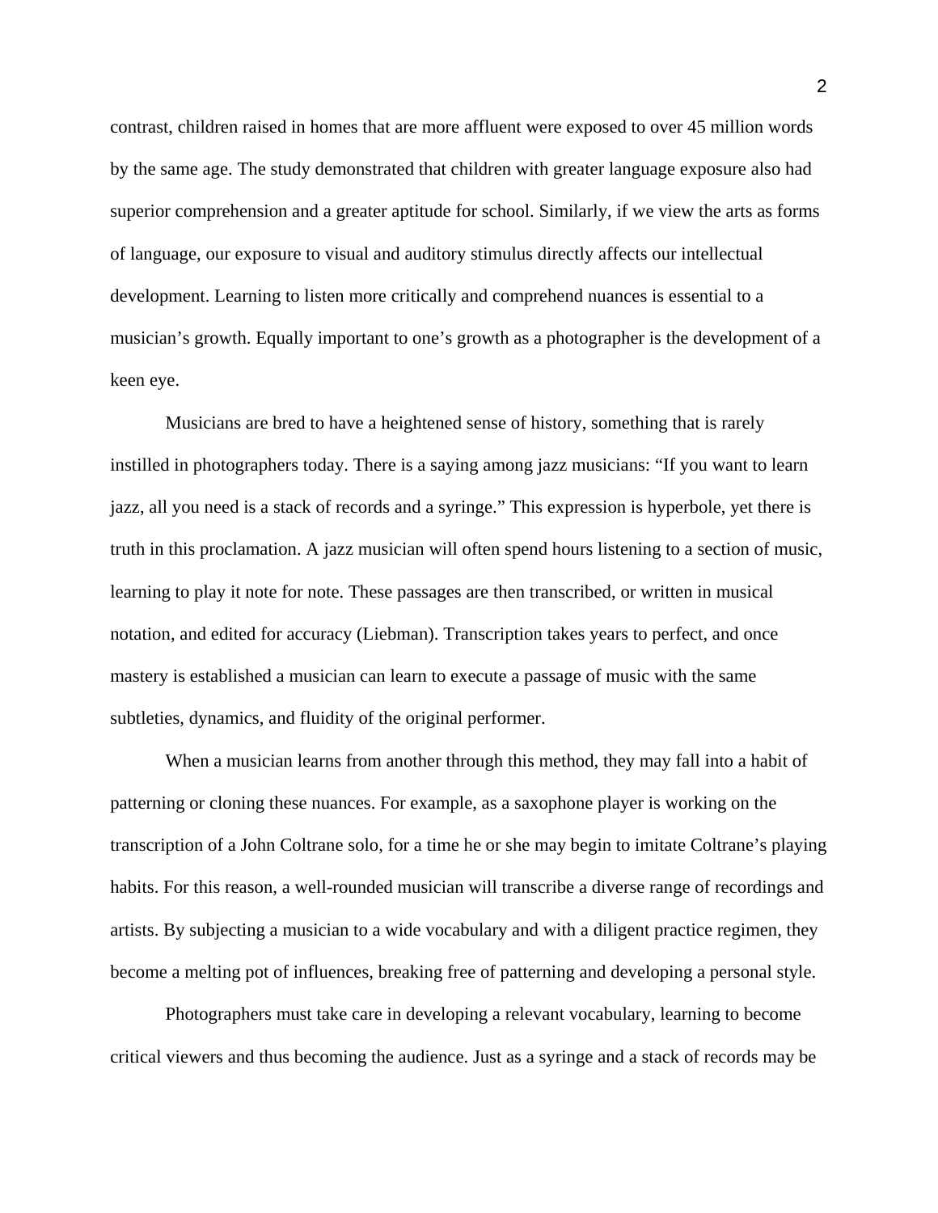contrast, children raised in homes that are more affluent were exposed to over 45 million words by the same age. The study demonstrated that children with greater language exposure also had superior comprehension and a greater aptitude for school. Similarly, if we view the arts as forms of language, our exposure to visual and auditory stimulus directly affects our intellectual development. Learning to listen more critically and comprehend nuances is essential to a musician's growth. Equally important to one's growth as a photographer is the development of a keen eye.

Musicians are bred to have a heightened sense of history, something that is rarely instilled in photographers today. There is a saying among jazz musicians: "If you want to learn jazz, all you need is a stack of records and a syringe." This expression is hyperbole, yet there is truth in this proclamation. A jazz musician will often spend hours listening to a section of music, learning to play it note for note. These passages are then transcribed, or written in musical notation, and edited for accuracy (Liebman). Transcription takes years to perfect, and once mastery is established a musician can learn to execute a passage of music with the same subtleties, dynamics, and fluidity of the original performer.

When a musician learns from another through this method, they may fall into a habit of patterning or cloning these nuances. For example, as a saxophone player is working on the transcription of a John Coltrane solo, for a time he or she may begin to imitate Coltrane's playing habits. For this reason, a well-rounded musician will transcribe a diverse range of recordings and artists. By subjecting a musician to a wide vocabulary and with a diligent practice regimen, they become a melting pot of influences, breaking free of patterning and developing a personal style.

Photographers must take care in developing a relevant vocabulary, learning to become critical viewers and thus becoming the audience. Just as a syringe and a stack of records may be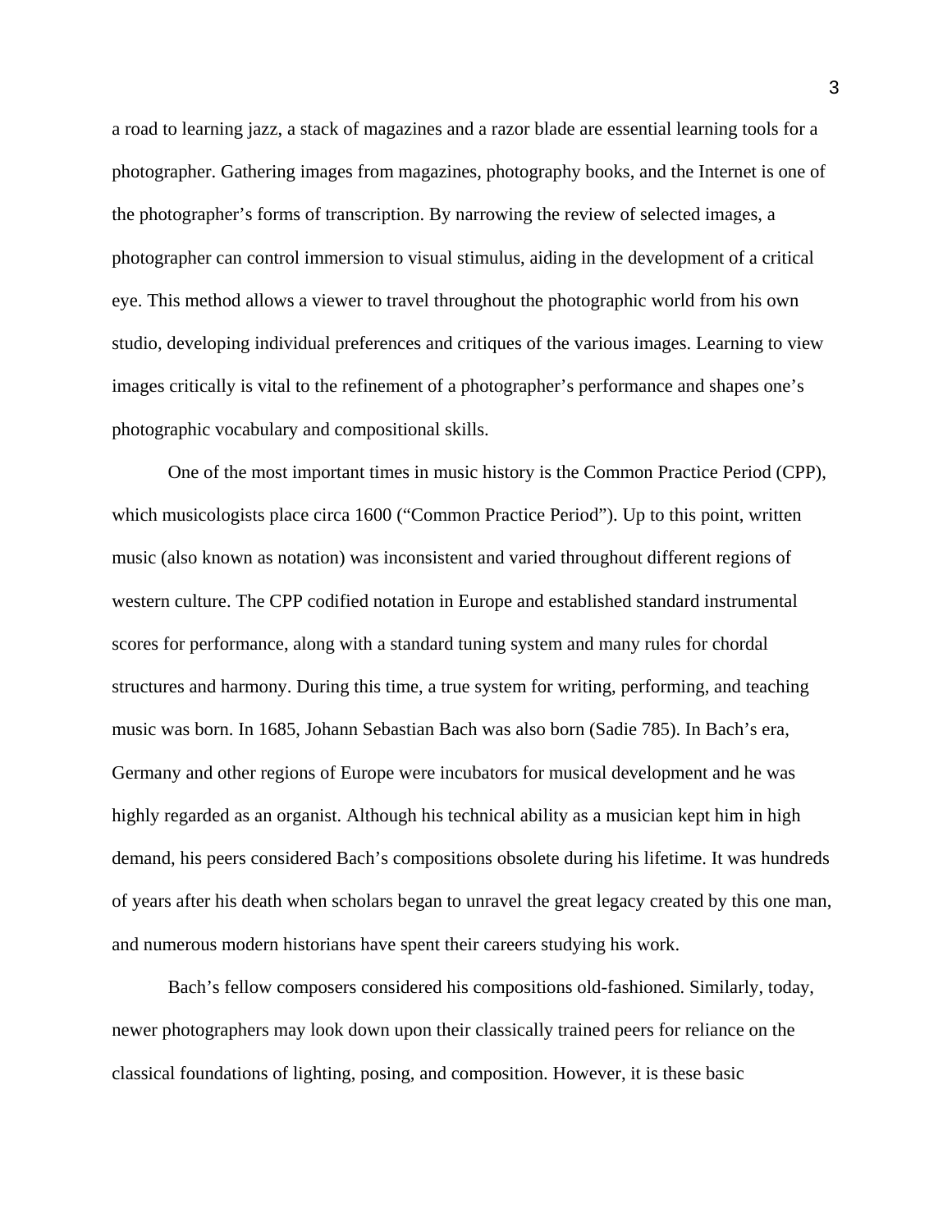a road to learning jazz, a stack of magazines and a razor blade are essential learning tools for a photographer. Gathering images from magazines, photography books, and the Internet is one of the photographer's forms of transcription. By narrowing the review of selected images, a photographer can control immersion to visual stimulus, aiding in the development of a critical eye. This method allows a viewer to travel throughout the photographic world from his own studio, developing individual preferences and critiques of the various images. Learning to view images critically is vital to the refinement of a photographer's performance and shapes one's photographic vocabulary and compositional skills.

One of the most important times in music history is the Common Practice Period (CPP), which musicologists place circa 1600 ("Common Practice Period"). Up to this point, written music (also known as notation) was inconsistent and varied throughout different regions of western culture. The CPP codified notation in Europe and established standard instrumental scores for performance, along with a standard tuning system and many rules for chordal structures and harmony. During this time, a true system for writing, performing, and teaching music was born. In 1685, Johann Sebastian Bach was also born (Sadie 785). In Bach's era, Germany and other regions of Europe were incubators for musical development and he was highly regarded as an organist. Although his technical ability as a musician kept him in high demand, his peers considered Bach's compositions obsolete during his lifetime. It was hundreds of years after his death when scholars began to unravel the great legacy created by this one man, and numerous modern historians have spent their careers studying his work.

Bach's fellow composers considered his compositions old-fashioned. Similarly, today, newer photographers may look down upon their classically trained peers for reliance on the classical foundations of lighting, posing, and composition. However, it is these basic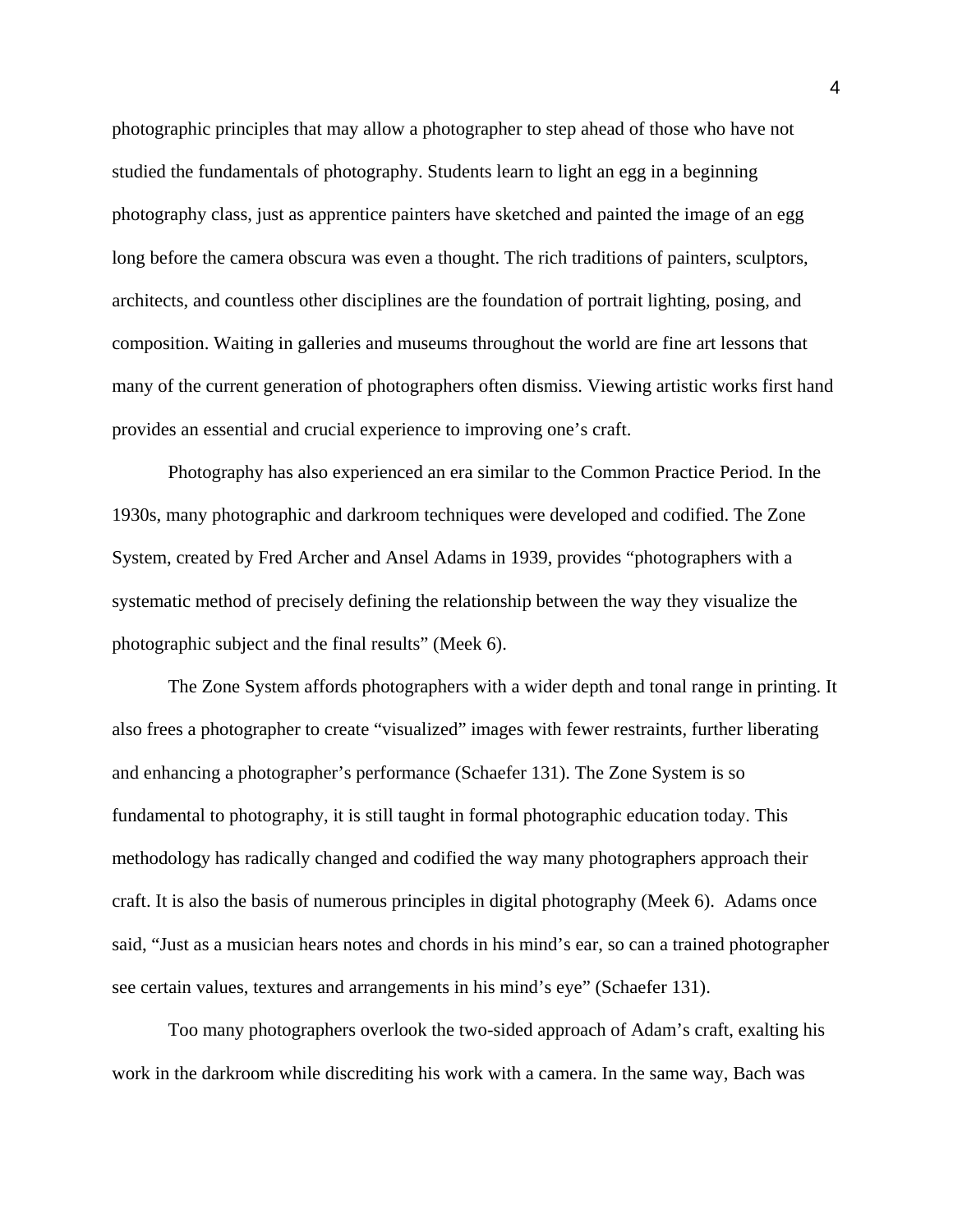photographic principles that may allow a photographer to step ahead of those who have not studied the fundamentals of photography. Students learn to light an egg in a beginning photography class, just as apprentice painters have sketched and painted the image of an egg long before the camera obscura was even a thought. The rich traditions of painters, sculptors, architects, and countless other disciplines are the foundation of portrait lighting, posing, and composition. Waiting in galleries and museums throughout the world are fine art lessons that many of the current generation of photographers often dismiss. Viewing artistic works first hand provides an essential and crucial experience to improving one's craft.

Photography has also experienced an era similar to the Common Practice Period. In the 1930s, many photographic and darkroom techniques were developed and codified. The Zone System, created by Fred Archer and Ansel Adams in 1939, provides "photographers with a systematic method of precisely defining the relationship between the way they visualize the photographic subject and the final results" (Meek 6).

The Zone System affords photographers with a wider depth and tonal range in printing. It also frees a photographer to create "visualized" images with fewer restraints, further liberating and enhancing a photographer's performance (Schaefer 131). The Zone System is so fundamental to photography, it is still taught in formal photographic education today. This methodology has radically changed and codified the way many photographers approach their craft. It is also the basis of numerous principles in digital photography (Meek 6). Adams once said, "Just as a musician hears notes and chords in his mind's ear, so can a trained photographer see certain values, textures and arrangements in his mind's eye" (Schaefer 131).

Too many photographers overlook the two-sided approach of Adam's craft, exalting his work in the darkroom while discrediting his work with a camera. In the same way, Bach was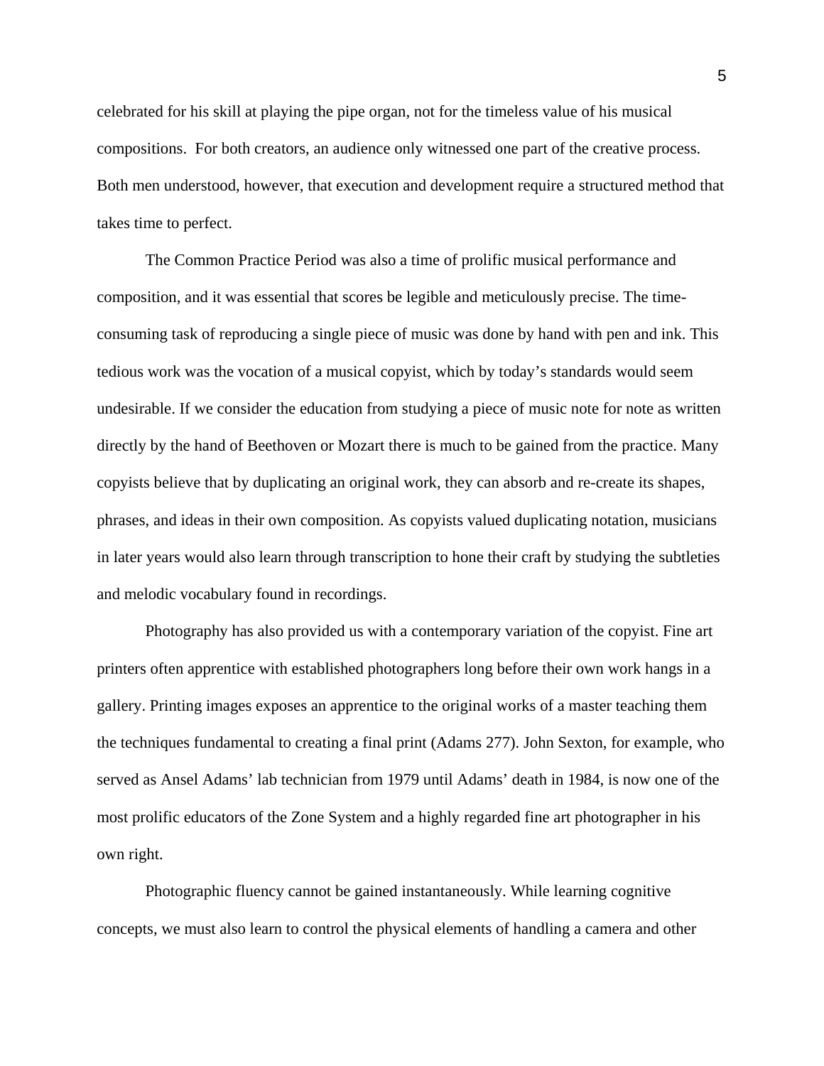celebrated for his skill at playing the pipe organ, not for the timeless value of his musical compositions. For both creators, an audience only witnessed one part of the creative process. Both men understood, however, that execution and development require a structured method that takes time to perfect.

The Common Practice Period was also a time of prolific musical performance and composition, and it was essential that scores be legible and meticulously precise. The time-consuming task of reproducing a single piece of music was done by hand with pen and ink. This tedious work was the vocation of a musical copyist, which by today's standards would seem undesirable. If we consider the education from studying a piece of music note for note as written directly by the hand of Beethoven or Mozart there is much to be gained from the practice. Many copyists believe that by duplicating an original work, they can absorb and re-create its shapes, phrases, and ideas in their own composition. As copyists valued duplicating notation, musicians in later years would also learn through transcription to hone their craft by studying the subtleties and melodic vocabulary found in recordings.

Photography has also provided us with a contemporary variation of the copyist. Fine art printers often apprentice with established photographers long before their own work hangs in a gallery. Printing images exposes an apprentice to the original works of a master teaching them the techniques fundamental to creating a final print (Adams 277). John Sexton, for example, who served as Ansel Adams' lab technician from 1979 until Adams' death in 1984, is now one of the most prolific educators of the Zone System and a highly regarded fine art photographer in his own right.

Photographic fluency cannot be gained instantaneously. While learning cognitive concepts, we must also learn to control the physical elements of handling a camera and other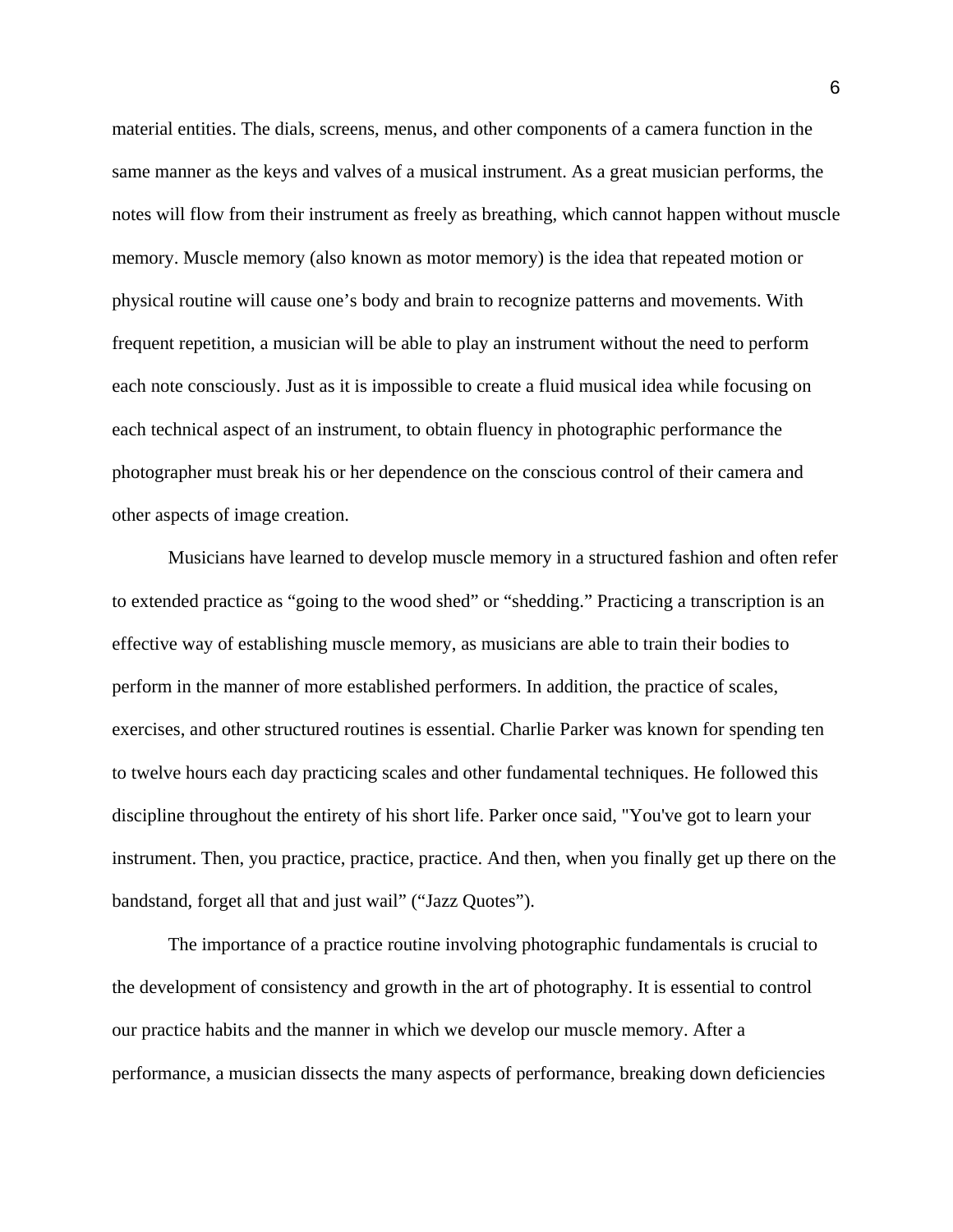material entities. The dials, screens, menus, and other components of a camera function in the same manner as the keys and valves of a musical instrument. As a great musician performs, the notes will flow from their instrument as freely as breathing, which cannot happen without muscle memory. Muscle memory (also known as motor memory) is the idea that repeated motion or physical routine will cause one's body and brain to recognize patterns and movements. With frequent repetition, a musician will be able to play an instrument without the need to perform each note consciously. Just as it is impossible to create a fluid musical idea while focusing on each technical aspect of an instrument, to obtain fluency in photographic performance the photographer must break his or her dependence on the conscious control of their camera and other aspects of image creation.

Musicians have learned to develop muscle memory in a structured fashion and often refer to extended practice as "going to the wood shed" or "shedding." Practicing a transcription is an effective way of establishing muscle memory, as musicians are able to train their bodies to perform in the manner of more established performers. In addition, the practice of scales, exercises, and other structured routines is essential. Charlie Parker was known for spending ten to twelve hours each day practicing scales and other fundamental techniques. He followed this discipline throughout the entirety of his short life. Parker once said, "You've got to learn your instrument. Then, you practice, practice, practice. And then, when you finally get up there on the bandstand, forget all that and just wail" ("Jazz Quotes").

The importance of a practice routine involving photographic fundamentals is crucial to the development of consistency and growth in the art of photography. It is essential to control our practice habits and the manner in which we develop our muscle memory. After a performance, a musician dissects the many aspects of performance, breaking down deficiencies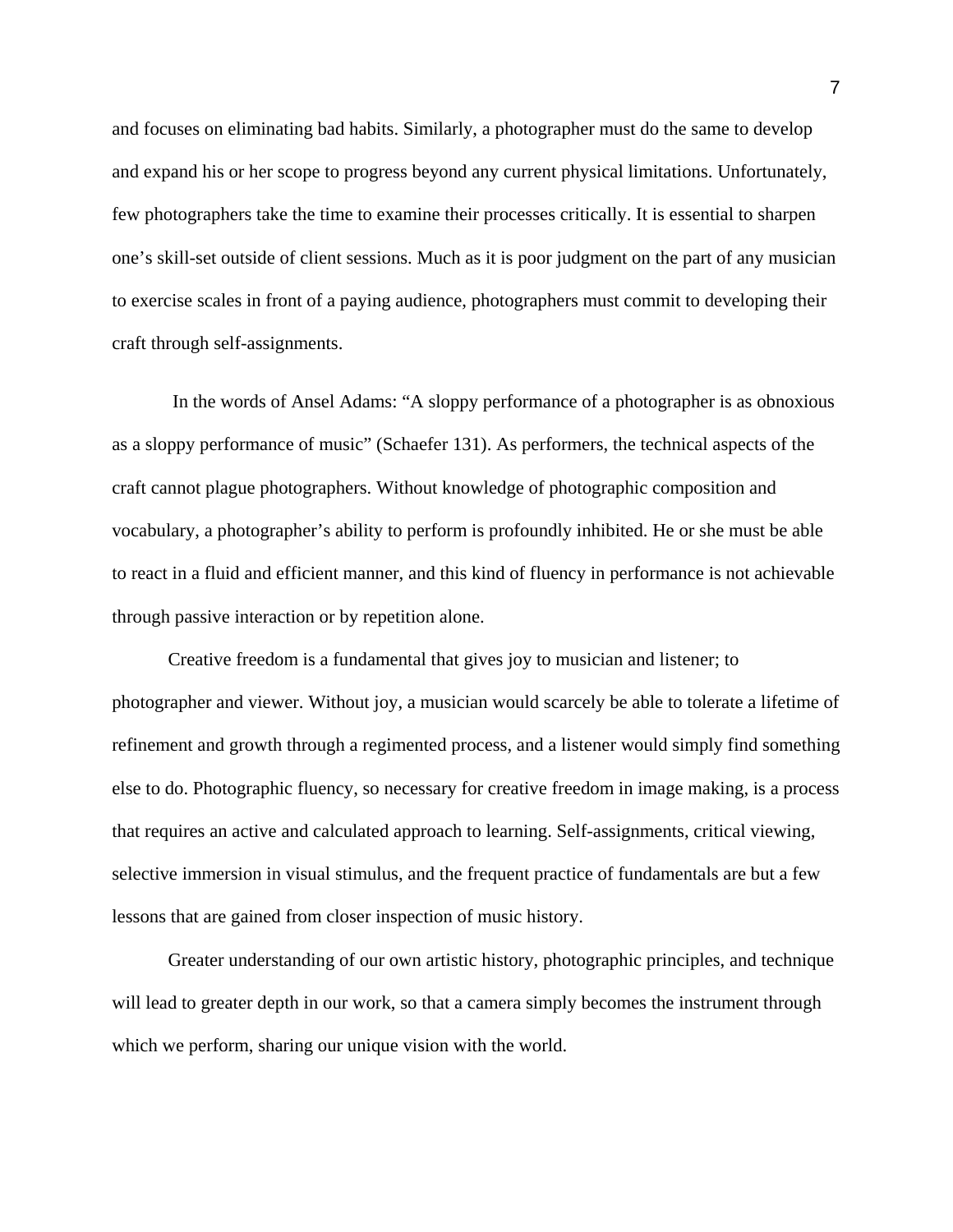and focuses on eliminating bad habits. Similarly, a photographer must do the same to develop and expand his or her scope to progress beyond any current physical limitations. Unfortunately, few photographers take the time to examine their processes critically. It is essential to sharpen one's skill-set outside of client sessions. Much as it is poor judgment on the part of any musician to exercise scales in front of a paying audience, photographers must commit to developing their craft through self-assignments.

In the words of Ansel Adams: "A sloppy performance of a photographer is as obnoxious as a sloppy performance of music" (Schaefer 131). As performers, the technical aspects of the craft cannot plague photographers. Without knowledge of photographic composition and vocabulary, a photographer's ability to perform is profoundly inhibited. He or she must be able to react in a fluid and efficient manner, and this kind of fluency in performance is not achievable through passive interaction or by repetition alone.

Creative freedom is a fundamental that gives joy to musician and listener; to photographer and viewer. Without joy, a musician would scarcely be able to tolerate a lifetime of refinement and growth through a regimented process, and a listener would simply find something else to do. Photographic fluency, so necessary for creative freedom in image making, is a process that requires an active and calculated approach to learning. Self-assignments, critical viewing, selective immersion in visual stimulus, and the frequent practice of fundamentals are but a few lessons that are gained from closer inspection of music history.

Greater understanding of our own artistic history, photographic principles, and technique will lead to greater depth in our work, so that a camera simply becomes the instrument through which we perform, sharing our unique vision with the world.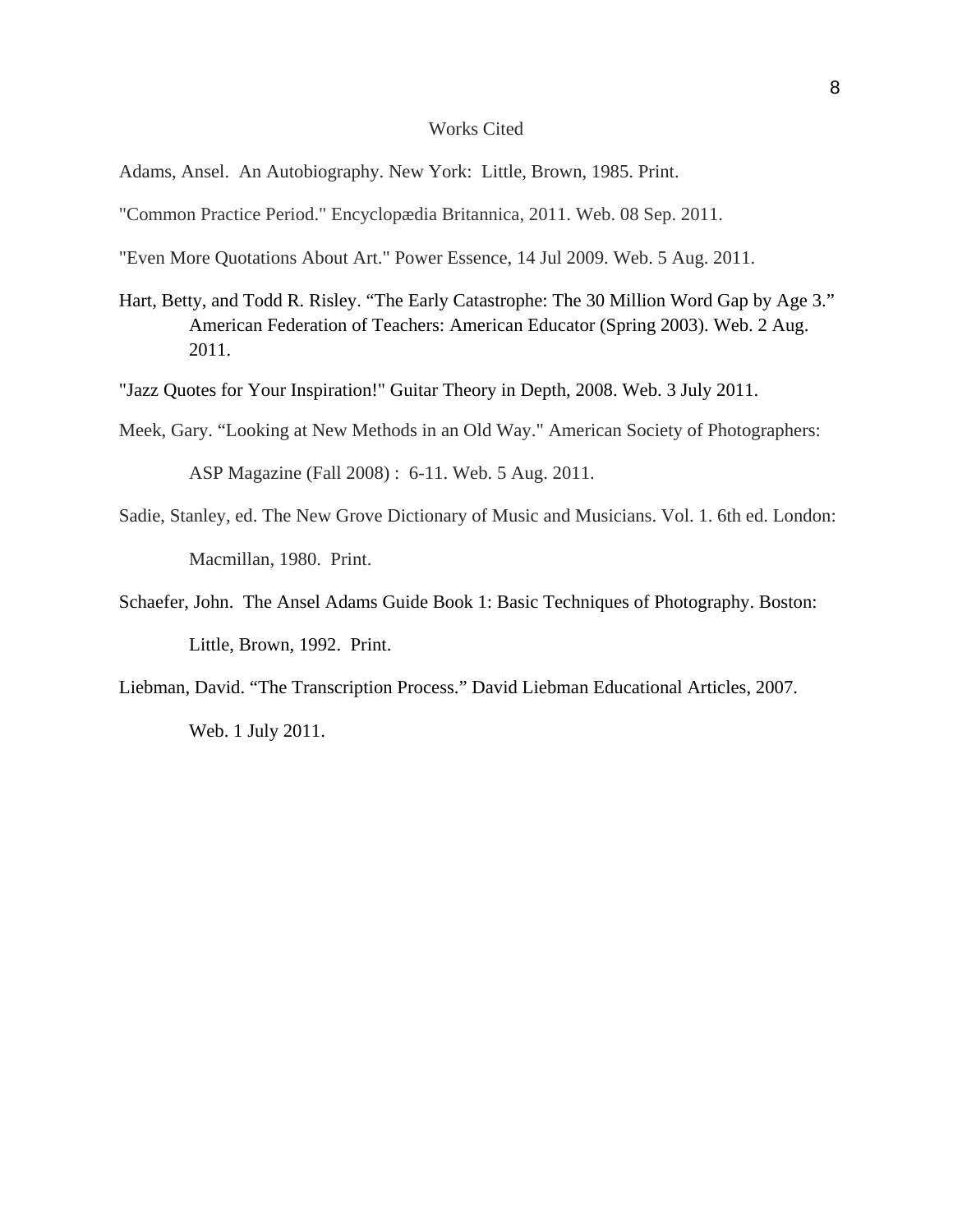# Works Cited

Adams, Ansel. An Autobiography. New York: Little, Brown, 1985. Print.

"Common Practice Period." Encyclopædia Britannica, 2011. Web. 08 Sep. 2011.

"Even More Quotations About Art." Power Essence, 14 Jul 2009. Web. 5 Aug. 2011.

Hart, Betty, and Todd R. Risley. "The Early Catastrophe: The 30 Million Word Gap by Age 3." American Federation of Teachers: American Educator (Spring 2003). Web. 2 Aug. 2011.

"Jazz Quotes for Your Inspiration!" Guitar Theory in Depth, 2008. Web. 3 July 2011.

Meek, Gary. "Looking at New Methods in an Old Way." American Society of Photographers: ASP Magazine (Fall 2008) : 6-11. Web. 5 Aug. 2011.

Sadie, Stanley, ed. The New Grove Dictionary of Music and Musicians. Vol. 1. 6th ed. London: Macmillan, 1980. Print.

Schaefer, John. The Ansel Adams Guide Book 1: Basic Techniques of Photography. Boston: Little, Brown, 1992. Print.

Liebman, David. "The Transcription Process." David Liebman Educational Articles, 2007. Web. 1 July 2011.